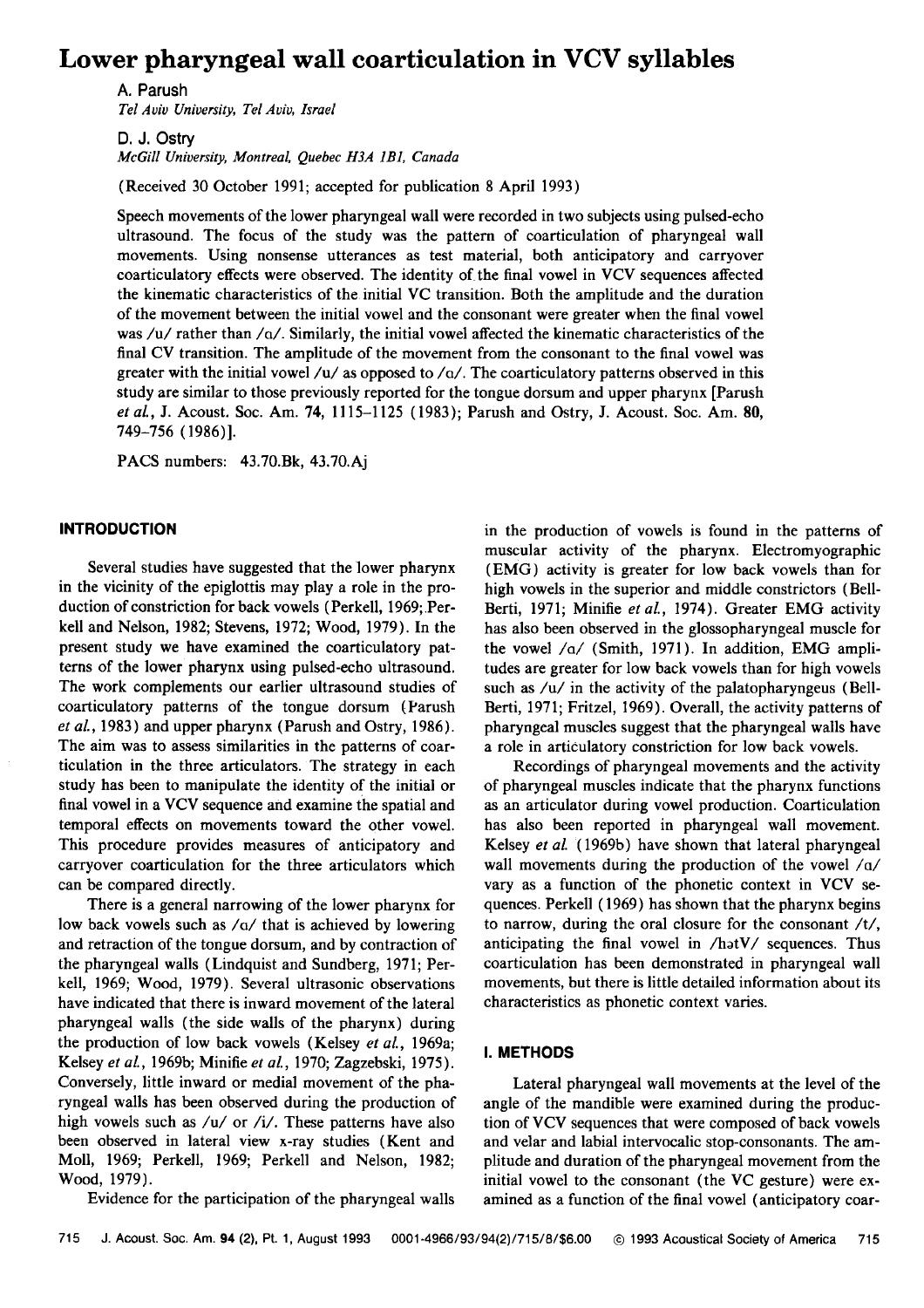# Lower pharyngeal wall coarticulation in VCV syllables

A. Parush
*Tel Aviv University, Tel Aviv, Israel*

D. J. Ostry
*McGill University, Montreal, Quebec H3A 1B1, Canada*

(Received 30 October 1991; accepted for publication 8 April 1993)

Speech movements of the lower pharyngeal wall were recorded in two subjects using pulsed-echo ultrasound. The focus of the study was the pattern of coarticulation of pharyngeal wall movements. Using nonsense utterances as test material, both anticipatory and carryover coarticulatory effects were observed. The identity of the final vowel in VCV sequences affected the kinematic characteristics of the initial VC transition. Both the amplitude and the duration of the movement between the initial vowel and the consonant were greater when the final vowel was /u/ rather than /ɑ/. Similarly, the initial vowel affected the kinematic characteristics of the final CV transition. The amplitude of the movement from the consonant to the final vowel was greater with the initial vowel /u/ as opposed to /ɑ/. The coarticulatory patterns observed in this study are similar to those previously reported for the tongue dorsum and upper pharynx [Parush *et al.*, J. Acoust. Soc. Am. **74**, 1115–1125 (1983); Parush and Ostry, J. Acoust. Soc. Am. **80**, 749–756 (1986)].

PACS numbers: 43.70.Bk, 43.70.Aj

## INTRODUCTION

Several studies have suggested that the lower pharynx in the vicinity of the epiglottis may play a role in the production of constriction for back vowels (Perkell, 1969; Perkell and Nelson, 1982; Stevens, 1972; Wood, 1979). In the present study we have examined the coarticulatory patterns of the lower pharynx using pulsed-echo ultrasound. The work complements our earlier ultrasound studies of coarticulatory patterns of the tongue dorsum (Parush *et al.*, 1983) and upper pharynx (Parush and Ostry, 1986). The aim was to assess similarities in the patterns of coarticulation in the three articulators. The strategy in each study has been to manipulate the identity of the initial or final vowel in a VCV sequence and examine the spatial and temporal effects on movements toward the other vowel. This procedure provides measures of anticipatory and carryover coarticulation for the three articulators which can be compared directly.

There is a general narrowing of the lower pharynx for low back vowels such as /ɑ/ that is achieved by lowering and retraction of the tongue dorsum, and by contraction of the pharyngeal walls (Lindquist and Sundberg, 1971; Perkell, 1969; Wood, 1979). Several ultrasonic observations have indicated that there is inward movement of the lateral pharyngeal walls (the side walls of the pharynx) during the production of low back vowels (Kelsey *et al.*, 1969a; Kelsey *et al.*, 1969b; Minifie *et al.*, 1970; Zagzebski, 1975). Conversely, little inward or medial movement of the pharyngeal walls has been observed during the production of high vowels such as /u/ or /i/. These patterns have also been observed in lateral view x-ray studies (Kent and Moll, 1969; Perkell, 1969; Perkell and Nelson, 1982; Wood, 1979).

Evidence for the participation of the pharyngeal walls in the production of vowels is found in the patterns of muscular activity of the pharynx. Electromyographic (EMG) activity is greater for low back vowels than for high vowels in the superior and middle constrictors (Bell-Berti, 1971; Minifie *et al.*, 1974). Greater EMG activity has also been observed in the glossopharyngeal muscle for the vowel /ɑ/ (Smith, 1971). In addition, EMG amplitudes are greater for low back vowels than for high vowels such as /u/ in the activity of the palatopharyngeus (Bell-Berti, 1971; Fritzel, 1969). Overall, the activity patterns of pharyngeal muscles suggest that the pharyngeal walls have a role in articulatory constriction for low back vowels.

Recordings of pharyngeal movements and the activity of pharyngeal muscles indicate that the pharynx functions as an articulator during vowel production. Coarticulation has also been reported in pharyngeal wall movement. Kelsey *et al.* (1969b) have shown that lateral pharyngeal wall movements during the production of the vowel /ɑ/ vary as a function of the phonetic context in VCV sequences. Perkell (1969) has shown that the pharynx begins to narrow, during the oral closure for the consonant /t/, anticipating the final vowel in /hətV/ sequences. Thus coarticulation has been demonstrated in pharyngeal wall movements, but there is little detailed information about its characteristics as phonetic context varies.

## I. METHODS

Lateral pharyngeal wall movements at the level of the angle of the mandible were examined during the production of VCV sequences that were composed of back vowels and velar and labial intervocalic stop-consonants. The amplitude and duration of the pharyngeal movement from the initial vowel to the consonant (the VC gesture) were examined as a function of the final vowel (anticipatory coar-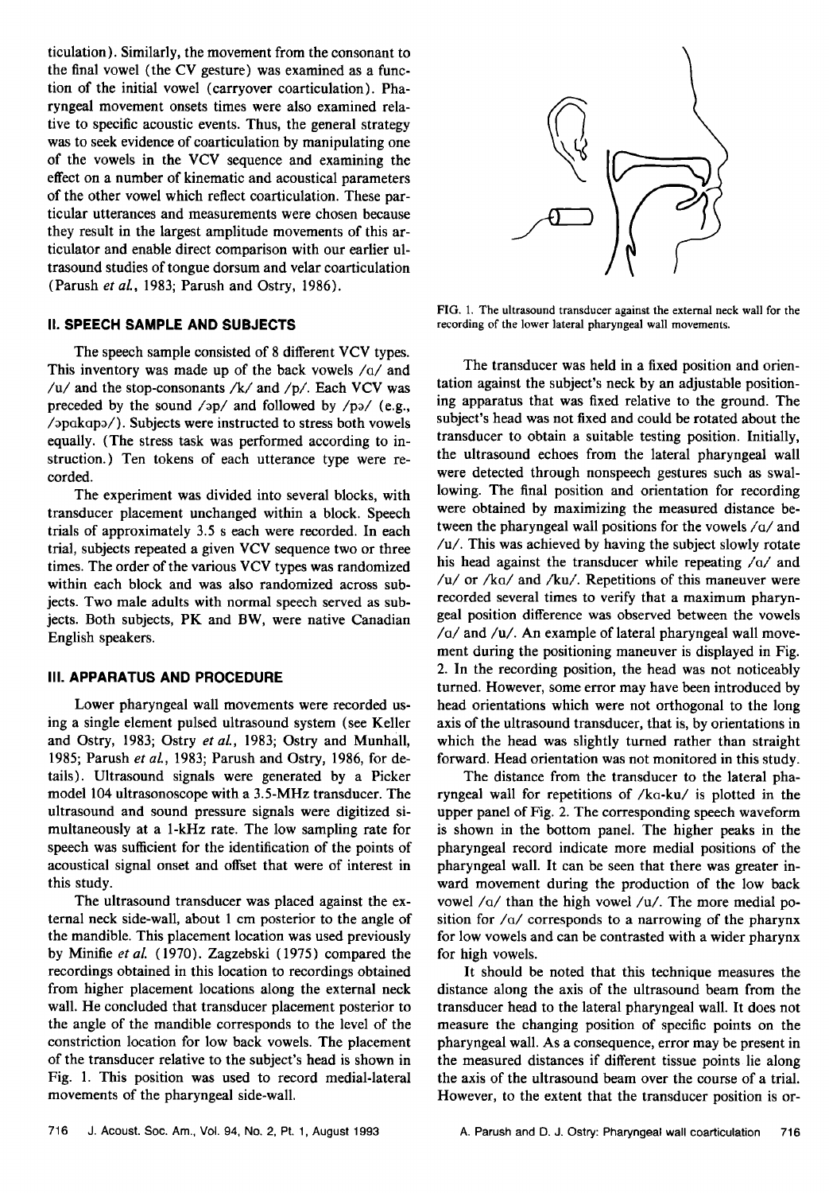ticulation). Similarly, the movement from the consonant to the final vowel (the CV gesture) was examined as a function of the initial vowel (carryover coarticulation). Pharyngeal movement onsets times were also examined relative to specific acoustic events. Thus, the general strategy was to seek evidence of coarticulation by manipulating one of the vowels in the VCV sequence and examining the effect on a number of kinematic and acoustical parameters of the other vowel which reflect coarticulation. These particular utterances and measurements were chosen because they result in the largest amplitude movements of this articulator and enable direct comparison with our earlier ultrasound studies of tongue dorsum and velar coarticulation (Parush *et al.*, 1983; Parush and Ostry, 1986).

## II. SPEECH SAMPLE AND SUBJECTS

The speech sample consisted of 8 different VCV types. This inventory was made up of the back vowels /ɑ/ and /u/ and the stop-consonants /k/ and /p/. Each VCV was preceded by the sound /ɔp/ and followed by /pɔ/ (e.g., /ɔpɑkɑpɔ/). Subjects were instructed to stress both vowels equally. (The stress task was performed according to instruction.) Ten tokens of each utterance type were recorded.

The experiment was divided into several blocks, with transducer placement unchanged within a block. Speech trials of approximately 3.5 s each were recorded. In each trial, subjects repeated a given VCV sequence two or three times. The order of the various VCV types was randomized within each block and was also randomized across subjects. Two male adults with normal speech served as subjects. Both subjects, PK and BW, were native Canadian English speakers.

## III. APPARATUS AND PROCEDURE

Lower pharyngeal wall movements were recorded using a single element pulsed ultrasound system (see Keller and Ostry, 1983; Ostry *et al.*, 1983; Ostry and Munhall, 1985; Parush *et al.*, 1983; Parush and Ostry, 1986, for details). Ultrasound signals were generated by a Picker model 104 ultrasonoscope with a 3.5-MHz transducer. The ultrasound and sound pressure signals were digitized simultaneously at a 1-kHz rate. The low sampling rate for speech was sufficient for the identification of the points of acoustical signal onset and offset that were of interest in this study.

The ultrasound transducer was placed against the external neck side-wall, about 1 cm posterior to the angle of the mandible. This placement location was used previously by Minifie *et al.* (1970). Zagzebski (1975) compared the recordings obtained in this location to recordings obtained from higher placement locations along the external neck wall. He concluded that transducer placement posterior to the angle of the mandible corresponds to the level of the constriction location for low back vowels. The placement of the transducer relative to the subject's head is shown in Fig. 1. This position was used to record medial-lateral movements of the pharyngeal side-wall.

FIG. 1. The ultrasound transducer against the external neck wall for the recording of the lower lateral pharyngeal wall movements.

The transducer was held in a fixed position and orientation against the subject's neck by an adjustable positioning apparatus that was fixed relative to the ground. The subject's head was not fixed and could be rotated about the transducer to obtain a suitable testing position. Initially, the ultrasound echoes from the lateral pharyngeal wall were detected through nonspeech gestures such as swallowing. The final position and orientation for recording were obtained by maximizing the measured distance between the pharyngeal wall positions for the vowels /ɑ/ and /u/. This was achieved by having the subject slowly rotate his head against the transducer while repeating /ɑ/ and /u/ or /kɑ/ and /ku/. Repetitions of this maneuver were recorded several times to verify that a maximum pharyngeal position difference was observed between the vowels /ɑ/ and /u/. An example of lateral pharyngeal wall movement during the positioning maneuver is displayed in Fig. 2. In the recording position, the head was not noticeably turned. However, some error may have been introduced by head orientations which were not orthogonal to the long axis of the ultrasound transducer, that is, by orientations in which the head was slightly turned rather than straight forward. Head orientation was not monitored in this study.

The distance from the transducer to the lateral pharyngeal wall for repetitions of /kɑ-ku/ is plotted in the upper panel of Fig. 2. The corresponding speech waveform is shown in the bottom panel. The higher peaks in the pharyngeal record indicate more medial positions of the pharyngeal wall. It can be seen that there was greater inward movement during the production of the low back vowel /ɑ/ than the high vowel /u/. The more medial position for /ɑ/ corresponds to a narrowing of the pharynx for low vowels and can be contrasted with a wider pharynx for high vowels.

It should be noted that this technique measures the distance along the axis of the ultrasound beam from the transducer head to the lateral pharyngeal wall. It does not measure the changing position of specific points on the pharyngeal wall. As a consequence, error may be present in the measured distances if different tissue points lie along the axis of the ultrasound beam over the course of a trial. However, to the extent that the transducer position is or-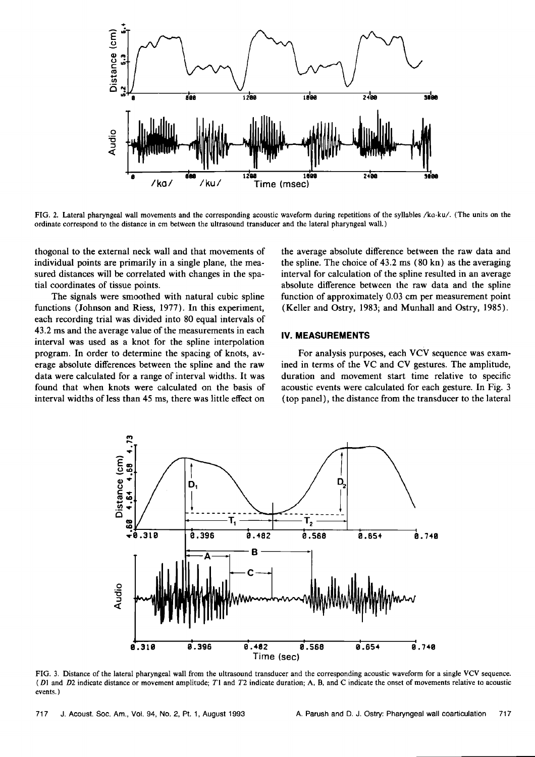FIG. 2. Lateral pharyngeal wall movements and the corresponding acoustic waveform during repetitions of the syllables /ka-ku/. (The units on the ordinate correspond to the distance in cm between the ultrasound transducer and the lateral pharyngeal wall.)

thogonal to the external neck wall and that movements of individual points are primarily in a single plane, the measured distances will be correlated with changes in the spatial coordinates of tissue points.

The signals were smoothed with natural cubic spline functions (Johnson and Riess, 1977). In this experiment, each recording trial was divided into 80 equal intervals of 43.2 ms and the average value of the measurements in each interval was used as a knot for the spline interpolation program. In order to determine the spacing of knots, average absolute differences between the spline and the raw data were calculated for a range of interval widths. It was found that when knots were calculated on the basis of interval widths of less than 45 ms, there was little effect on the average absolute difference between the raw data and the spline. The choice of 43.2 ms (80 kn) as the averaging interval for calculation of the spline resulted in an average absolute difference between the raw data and the spline function of approximately 0.03 cm per measurement point (Keller and Ostry, 1983; and Munhall and Ostry, 1985).

## IV. MEASUREMENTS

For analysis purposes, each VCV sequence was examined in terms of the VC and CV gestures. The amplitude, duration and movement start time relative to specific acoustic events were calculated for each gesture. In Fig. 3 (top panel), the distance from the transducer to the lateral

FIG. 3. Distance of the lateral pharyngeal wall from the ultrasound transducer and the corresponding acoustic waveform for a single VCV sequence. ($D1$ and $D2$ indicate distance or movement amplitude; $T1$ and $T2$ indicate duration; A, B, and C indicate the onset of movements relative to acoustic events.)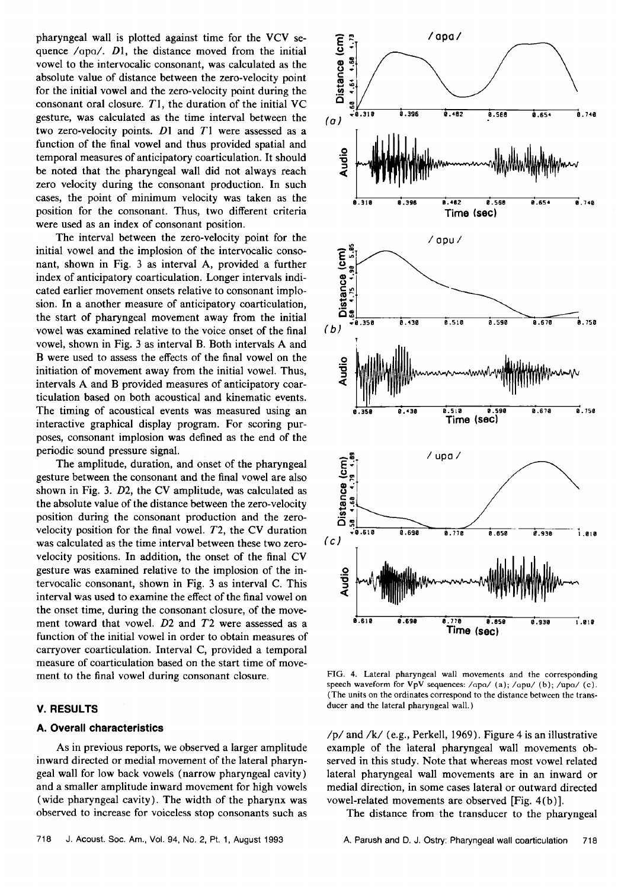pharyngeal wall is plotted against time for the VCV sequence /ɑpɑ/. $D1$, the distance moved from the initial vowel to the intervocalic consonant, was calculated as the absolute value of distance between the zero-velocity point for the initial vowel and the zero-velocity point during the consonant oral closure. $T1$, the duration of the initial VC gesture, was calculated as the time interval between the two zero-velocity points. $D1$ and $T1$ were assessed as a function of the final vowel and thus provided spatial and temporal measures of anticipatory coarticulation. It should be noted that the pharyngeal wall did not always reach zero velocity during the consonant production. In such cases, the point of minimum velocity was taken as the position for the consonant. Thus, two different criteria were used as an index of consonant position.

The interval between the zero-velocity point for the initial vowel and the implosion of the intervocalic consonant, shown in Fig. 3 as interval A, provided a further index of anticipatory coarticulation. Longer intervals indicated earlier movement onsets relative to consonant implosion. In a another measure of anticipatory coarticulation, the start of pharyngeal movement away from the initial vowel was examined relative to the voice onset of the final vowel, shown in Fig. 3 as interval B. Both intervals A and B were used to assess the effects of the final vowel on the initiation of movement away from the initial vowel. Thus, intervals A and B provided measures of anticipatory coarticulation based on both acoustical and kinematic events. The timing of acoustical events was measured using an interactive graphical display program. For scoring purposes, consonant implosion was defined as the end of the periodic sound pressure signal.

The amplitude, duration, and onset of the pharyngeal gesture between the consonant and the final vowel are also shown in Fig. 3. $D2$, the CV amplitude, was calculated as the absolute value of the distance between the zero-velocity position during the consonant production and the zero-velocity position for the final vowel. $T2$, the CV duration was calculated as the time interval between these two zero-velocity positions. In addition, the onset of the final CV gesture was examined relative to the implosion of the intervocalic consonant, shown in Fig. 3 as interval C. This interval was used to examine the effect of the final vowel on the onset time, during the consonant closure, of the movement toward that vowel. $D2$ and $T2$ were assessed as a function of the initial vowel in order to obtain measures of carryover coarticulation. Interval C, provided a temporal measure of coarticulation based on the start time of movement to the final vowel during consonant closure.

## V. RESULTS

### A. Overall characteristics

As in previous reports, we observed a larger amplitude inward directed or medial movement of the lateral pharyngeal wall for low back vowels (narrow pharyngeal cavity) and a smaller amplitude inward movement for high vowels (wide pharyngeal cavity). The width of the pharynx was observed to increase for voiceless stop consonants such as /p/ and /k/ (e.g., Perkell, 1969). Figure 4 is an illustrative example of the lateral pharyngeal wall movements observed in this study. Note that whereas most vowel related lateral pharyngeal wall movements are in an inward or medial direction, in some cases lateral or outward directed vowel-related movements are observed [Fig. 4(b)].

The distance from the transducer to the pharyngeal

FIG. 4. Lateral pharyngeal wall movements and the corresponding speech waveform for VpV sequences: /ɑpɑ/ (a); /ɑpu/ (b); /upɑ/ (c). (The units on the ordinates correspond to the distance between the transducer and the lateral pharyngeal wall.)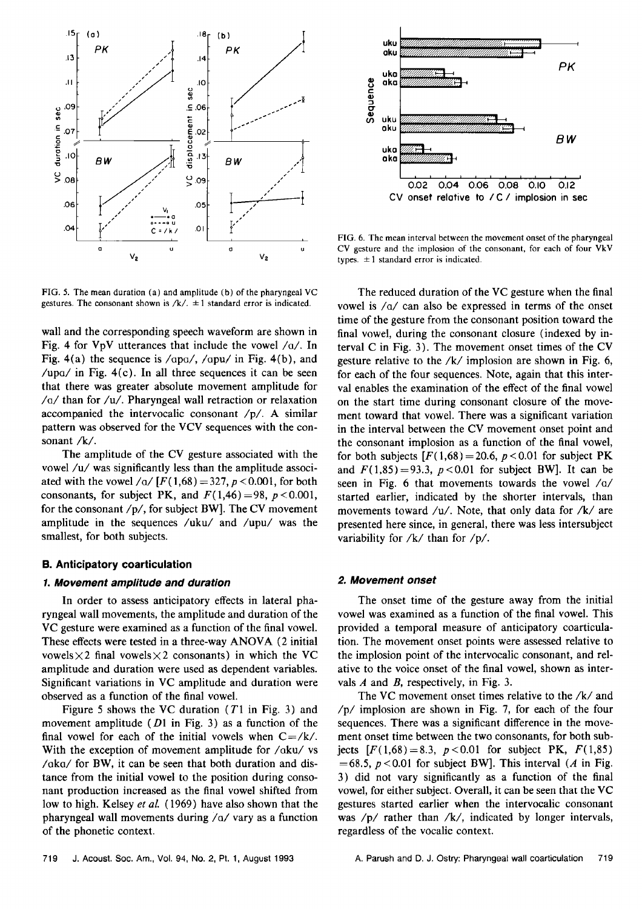FIG. 5. The mean duration (a) and amplitude (b) of the pharyngeal VC gestures. The consonant shown is /k/. ±1 standard error is indicated.

wall and the corresponding speech waveform are shown in Fig. 4 for VpV utterances that include the vowel /ɑ/. In Fig. 4(a) the sequence is /ɑpɑ/, /ɑpu/ in Fig. 4(b), and /upɑ/ in Fig. 4(c). In all three sequences it can be seen that there was greater absolute movement amplitude for /ɑ/ than for /u/. Pharyngeal wall retraction or relaxation accompanied the intervocalic consonant /p/. A similar pattern was observed for the VCV sequences with the consonant /k/.

The amplitude of the CV gesture associated with the vowel /u/ was significantly less than the amplitude associated with the vowel /ɑ/ [$F(1,68) = 327$, $p < 0.001$, for both consonants, for subject PK, and $F(1,46) = 98$, $p < 0.001$, for the consonant /p/, for subject BW]. The CV movement amplitude in the sequences /uku/ and /upu/ was the smallest, for both subjects.

## B. Anticipatory coarticulation

### *1. Movement amplitude and duration*

In order to assess anticipatory effects in lateral pharyngeal wall movements, the amplitude and duration of the VC gesture were examined as a function of the final vowel. These effects were tested in a three-way ANOVA (2 initial vowels×2 final vowels×2 consonants) in which the VC amplitude and duration were used as dependent variables. Significant variations in VC amplitude and duration were observed as a function of the final vowel.

Figure 5 shows the VC duration ($T1$ in Fig. 3) and movement amplitude ($D1$ in Fig. 3) as a function of the final vowel for each of the initial vowels when C=/k/. With the exception of movement amplitude for /ɑku/ vs /ɑkɑ/ for BW, it can be seen that both duration and distance from the initial vowel to the position during consonant production increased as the final vowel shifted from low to high. Kelsey *et al.* (1969) have also shown that the pharyngeal wall movements during /ɑ/ vary as a function of the phonetic context.

FIG. 6. The mean interval between the movement onset of the pharyngeal CV gesture and the implosion of the consonant, for each of four VkV types. ±1 standard error is indicated.

The reduced duration of the VC gesture when the final vowel is /ɑ/ can also be expressed in terms of the onset time of the gesture from the consonant position toward the final vowel, during the consonant closure (indexed by interval C in Fig. 3). The movement onset times of the CV gesture relative to the /k/ implosion are shown in Fig. 6, for each of the four sequences. Note, again that this interval enables the examination of the effect of the final vowel on the start time during consonant closure of the movement toward that vowel. There was a significant variation in the interval between the CV movement onset point and the consonant implosion as a function of the final vowel, for both subjects [$F(1,68) = 20.6$, $p < 0.01$ for subject PK and $F(1,85) = 93.3$, $p < 0.01$ for subject BW]. It can be seen in Fig. 6 that movements towards the vowel /ɑ/ started earlier, indicated by the shorter intervals, than movements toward /u/. Note, that only data for /k/ are presented here since, in general, there was less intersubject variability for /k/ than for /p/.

### *2. Movement onset*

The onset time of the gesture away from the initial vowel was examined as a function of the final vowel. This provided a temporal measure of anticipatory coarticulation. The movement onset points were assessed relative to the implosion point of the intervocalic consonant, and relative to the voice onset of the final vowel, shown as intervals $A$ and $B$, respectively, in Fig. 3.

The VC movement onset times relative to the /k/ and /p/ implosion are shown in Fig. 7, for each of the four sequences. There was a significant difference in the movement onset time between the two consonants, for both subjects [$F(1,68) = 8.3$, $p < 0.01$ for subject PK, $F(1,85) = 68.5$, $p < 0.01$ for subject BW]. This interval ($A$ in Fig. 3) did not vary significantly as a function of the final vowel, for either subject. Overall, it can be seen that the VC gestures started earlier when the intervocalic consonant was /p/ rather than /k/, indicated by longer intervals, regardless of the vocalic context.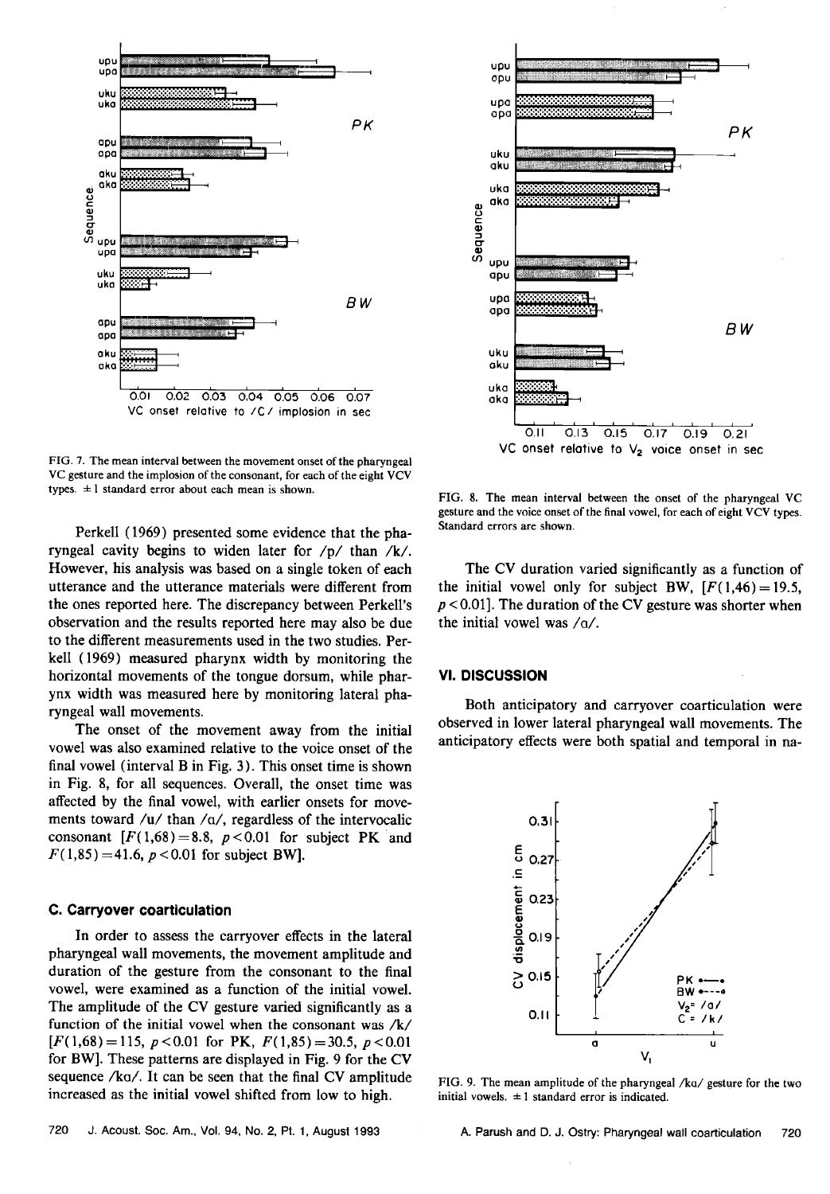FIG. 7. The mean interval between the movement onset of the pharyngeal VC gesture and the implosion of the consonant, for each of the eight VCV types. ±1 standard error about each mean is shown.

Perkell (1969) presented some evidence that the pharyngeal cavity begins to widen later for /p/ than /k/. However, his analysis was based on a single token of each utterance and the utterance materials were different from the ones reported here. The discrepancy between Perkell's observation and the results reported here may also be due to the different measurements used in the two studies. Perkell (1969) measured pharynx width by monitoring the horizontal movements of the tongue dorsum, while pharynx width was measured here by monitoring lateral pharyngeal wall movements.

The onset of the movement away from the initial vowel was also examined relative to the voice onset of the final vowel (interval B in Fig. 3). This onset time is shown in Fig. 8, for all sequences. Overall, the onset time was affected by the final vowel, with earlier onsets for movements toward /u/ than /ɑ/, regardless of the intervocalic consonant [$F(1,68)=8.8$, $p<0.01$ for subject PK and $F(1,85)=41.6$, $p<0.01$ for subject BW].

### C. Carryover coarticulation

In order to assess the carryover effects in the lateral pharyngeal wall movements, the movement amplitude and duration of the gesture from the consonant to the final vowel, were examined as a function of the initial vowel. The amplitude of the CV gesture varied significantly as a function of the initial vowel when the consonant was /k/ [$F(1,68)=115$, $p<0.01$ for PK, $F(1,85)=30.5$, $p<0.01$ for BW]. These patterns are displayed in Fig. 9 for the CV sequence /kɑ/. It can be seen that the final CV amplitude increased as the initial vowel shifted from low to high.

FIG. 8. The mean interval between the onset of the pharyngeal VC gesture and the voice onset of the final vowel, for each of eight VCV types. Standard errors are shown.

The CV duration varied significantly as a function of the initial vowel only for subject BW, [$F(1,46)=19.5$, $p<0.01$]. The duration of the CV gesture was shorter when the initial vowel was /ɑ/.

## VI. DISCUSSION

Both anticipatory and carryover coarticulation were observed in lower lateral pharyngeal wall movements. The anticipatory effects were both spatial and temporal in na-

FIG. 9. The mean amplitude of the pharyngeal /kɑ/ gesture for the two initial vowels. ±1 standard error is indicated.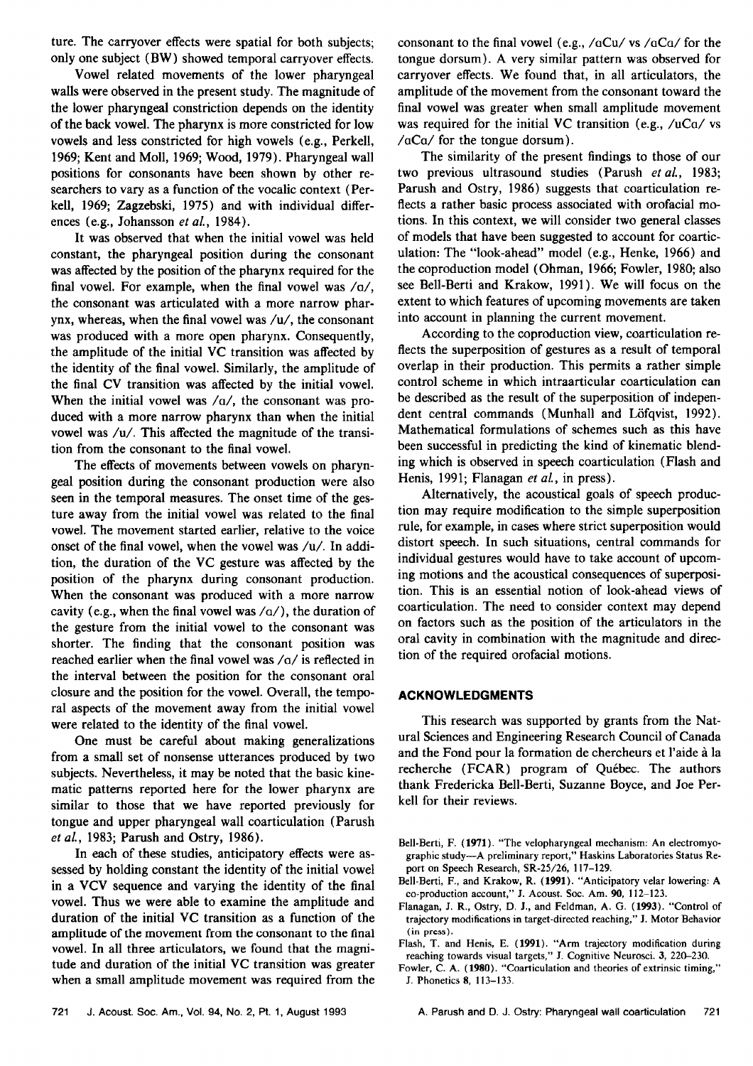ture. The carryover effects were spatial for both subjects; only one subject (BW) showed temporal carryover effects.

Vowel related movements of the lower pharyngeal walls were observed in the present study. The magnitude of the lower pharyngeal constriction depends on the identity of the back vowel. The pharynx is more constricted for low vowels and less constricted for high vowels (e.g., Perkell, 1969; Kent and Moll, 1969; Wood, 1979). Pharyngeal wall positions for consonants have been shown by other researchers to vary as a function of the vocalic context (Perkell, 1969; Zagzebski, 1975) and with individual differences (e.g., Johansson *et al.*, 1984).

It was observed that when the initial vowel was held constant, the pharyngeal position during the consonant was affected by the position of the pharynx required for the final vowel. For example, when the final vowel was /ɑ/, the consonant was articulated with a more narrow pharynx, whereas, when the final vowel was /u/, the consonant was produced with a more open pharynx. Consequently, the amplitude of the initial VC transition was affected by the identity of the final vowel. Similarly, the amplitude of the final CV transition was affected by the initial vowel. When the initial vowel was /ɑ/, the consonant was produced with a more narrow pharynx than when the initial vowel was /u/. This affected the magnitude of the transition from the consonant to the final vowel.

The effects of movements between vowels on pharyngeal position during the consonant production were also seen in the temporal measures. The onset time of the gesture away from the initial vowel was related to the final vowel. The movement started earlier, relative to the voice onset of the final vowel, when the vowel was /u/. In addition, the duration of the VC gesture was affected by the position of the pharynx during consonant production. When the consonant was produced with a more narrow cavity (e.g., when the final vowel was /ɑ/), the duration of the gesture from the initial vowel to the consonant was shorter. The finding that the consonant position was reached earlier when the final vowel was /ɑ/ is reflected in the interval between the position for the consonant oral closure and the position for the vowel. Overall, the temporal aspects of the movement away from the initial vowel were related to the identity of the final vowel.

One must be careful about making generalizations from a small set of nonsense utterances produced by two subjects. Nevertheless, it may be noted that the basic kinematic patterns reported here for the lower pharynx are similar to those that we have reported previously for tongue and upper pharyngeal wall coarticulation (Parush *et al.*, 1983; Parush and Ostry, 1986).

In each of these studies, anticipatory effects were assessed by holding constant the identity of the initial vowel in a VCV sequence and varying the identity of the final vowel. Thus we were able to examine the amplitude and duration of the initial VC transition as a function of the amplitude of the movement from the consonant to the final vowel. In all three articulators, we found that the magnitude and duration of the initial VC transition was greater when a small amplitude movement was required from the consonant to the final vowel (e.g., /ɑCu/ vs /ɑCɑ/ for the tongue dorsum). A very similar pattern was observed for carryover effects. We found that, in all articulators, the amplitude of the movement from the consonant toward the final vowel was greater when small amplitude movement was required for the initial VC transition (e.g., /uCɑ/ vs /ɑCɑ/ for the tongue dorsum).

The similarity of the present findings to those of our two previous ultrasound studies (Parush *et al.*, 1983; Parush and Ostry, 1986) suggests that coarticulation reflects a rather basic process associated with orofacial motions. In this context, we will consider two general classes of models that have been suggested to account for coarticulation: The "look-ahead" model (e.g., Henke, 1966) and the coproduction model (Ohman, 1966; Fowler, 1980; also see Bell-Berti and Krakow, 1991). We will focus on the extent to which features of upcoming movements are taken into account in planning the current movement.

According to the coproduction view, coarticulation reflects the superposition of gestures as a result of temporal overlap in their production. This permits a rather simple control scheme in which intraarticular coarticulation can be described as the result of the superposition of independent central commands (Munhall and Löfqvist, 1992). Mathematical formulations of schemes such as this have been successful in predicting the kind of kinematic blending which is observed in speech coarticulation (Flash and Henis, 1991; Flanagan *et al.*, in press).

Alternatively, the acoustical goals of speech production may require modification to the simple superposition rule, for example, in cases where strict superposition would distort speech. In such situations, central commands for individual gestures would have to take account of upcoming motions and the acoustical consequences of superposition. This is an essential notion of look-ahead views of coarticulation. The need to consider context may depend on factors such as the position of the articulators in the oral cavity in combination with the magnitude and direction of the required orofacial motions.

## ACKNOWLEDGMENTS

This research was supported by grants from the Natural Sciences and Engineering Research Council of Canada and the Fond pour la formation de chercheurs et l'aide à la recherche (FCAR) program of Québec. The authors thank Fredericka Bell-Berti, Suzanne Boyce, and Joe Perkell for their reviews.

Bell-Berti, F. (1971). "The velopharyngeal mechanism: An electromyographic study—A preliminary report," Haskins Laboratories Status Report on Speech Research, SR-25/26, 117–129.

Bell-Berti, F., and Krakow, R. (1991). "Anticipatory velar lowering: A co-production account," J. Acoust. Soc. Am. 90, 112–123.

Flanagan, J. R., Ostry, D. J., and Feldman, A. G. (1993). "Control of trajectory modifications in target-directed reaching," J. Motor Behavior (in press).

Flash, T. and Henis, E. (1991). "Arm trajectory modification during reaching towards visual targets," J. Cognitive Neurosci. 3, 220–230.

Fowler, C. A. (1980). "Coarticulation and theories of extrinsic timing," J. Phonetics 8, 113–133.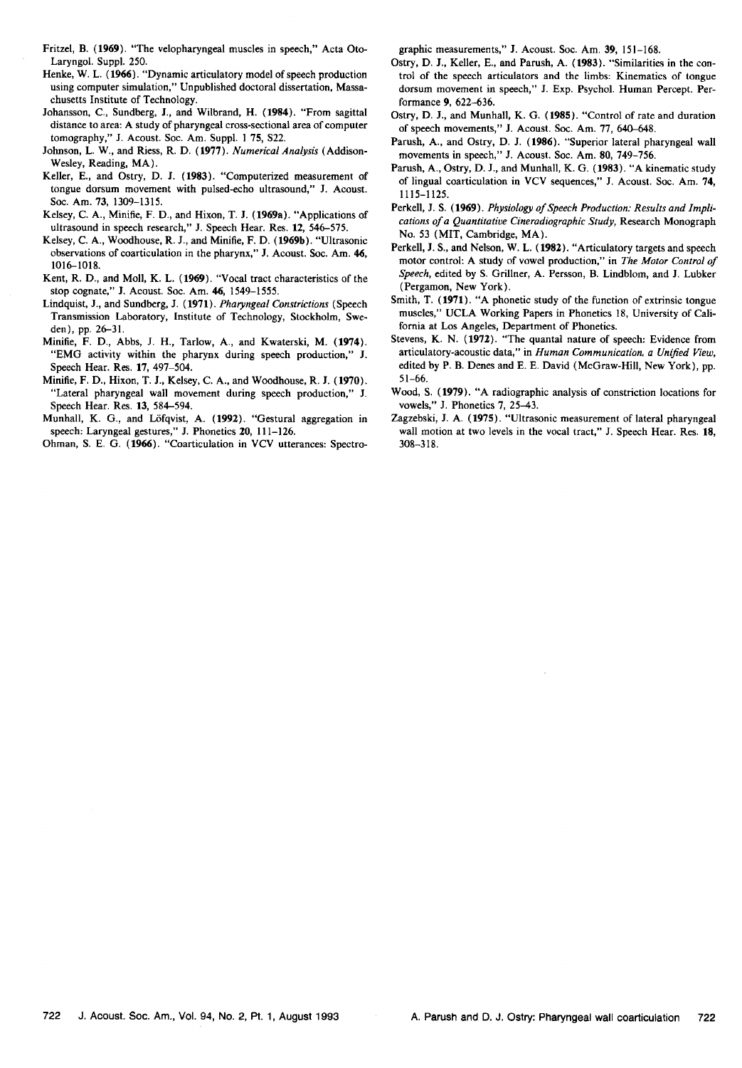Fritzel, B. (1969). "The velopharyngeal muscles in speech," Acta Oto-Laryngol. Suppl. 250.

Henke, W. L. (1966). "Dynamic articulatory model of speech production using computer simulation," Unpublished doctoral dissertation, Massachusetts Institute of Technology.

Johansson, C., Sundberg, J., and Wilbrand, H. (1984). "From sagittal distance to area: A study of pharyngeal cross-sectional area of computer tomography," J. Acoust. Soc. Am. Suppl. 1 75, S22.

Johnson, L. W., and Riess, R. D. (1977). *Numerical Analysis* (Addison-Wesley, Reading, MA).

Keller, E., and Ostry, D. J. (1983). "Computerized measurement of tongue dorsum movement with pulsed-echo ultrasound," J. Acoust. Soc. Am. 73, 1309–1315.

Kelsey, C. A., Minifie, F. D., and Hixon, T. J. (1969a). "Applications of ultrasound in speech research," J. Speech Hear. Res. 12, 546–575.

Kelsey, C. A., Woodhouse, R. J., and Minifie, F. D. (1969b). "Ultrasonic observations of coarticulation in the pharynx," J. Acoust. Soc. Am. 46, 1016–1018.

Kent, R. D., and Moll, K. L. (1969). "Vocal tract characteristics of the stop cognate," J. Acoust. Soc. Am. 46, 1549–1555.

Lindquist, J., and Sundberg, J. (1971). *Pharyngeal Constrictions* (Speech Transmission Laboratory, Institute of Technology, Stockholm, Sweden), pp. 26–31.

Minifie, F. D., Abbs, J. H., Tarlow, A., and Kwaterski, M. (1974). "EMG activity within the pharynx during speech production," J. Speech Hear. Res. 17, 497–504.

Minifie, F. D., Hixon, T. J., Kelsey, C. A., and Woodhouse, R. J. (1970). "Lateral pharyngeal wall movement during speech production," J. Speech Hear. Res. 13, 584–594.

Munhall, K. G., and Löfqvist, A. (1992). "Gestural aggregation in speech: Laryngeal gestures," J. Phonetics 20, 111–126.

Ohman, S. E. G. (1966). "Coarticulation in VCV utterances: Spectrographic measurements," J. Acoust. Soc. Am. 39, 151–168.

Ostry, D. J., Keller, E., and Parush, A. (1983). "Similarities in the control of the speech articulators and the limbs: Kinematics of tongue dorsum movement in speech," J. Exp. Psychol. Human Percept. Performance 9, 622–636.

Ostry, D. J., and Munhall, K. G. (1985). "Control of rate and duration of speech movements," J. Acoust. Soc. Am. 77, 640–648.

Parush, A., and Ostry, D. J. (1986). "Superior lateral pharyngeal wall movements in speech," J. Acoust. Soc. Am. 80, 749–756.

Parush, A., Ostry, D. J., and Munhall, K. G. (1983). "A kinematic study of lingual coarticulation in VCV sequences," J. Acoust. Soc. Am. 74, 1115–1125.

Perkell, J. S. (1969). *Physiology of Speech Production: Results and Implications of a Quantitative Cineradiographic Study*, Research Monograph No. 53 (MIT, Cambridge, MA).

Perkell, J. S., and Nelson, W. L. (1982). "Articulatory targets and speech motor control: A study of vowel production," in *The Motor Control of Speech*, edited by S. Grillner, A. Persson, B. Lindblom, and J. Lubker (Pergamon, New York).

Smith, T. (1971). "A phonetic study of the function of extrinsic tongue muscles," UCLA Working Papers in Phonetics 18, University of California at Los Angeles, Department of Phonetics.

Stevens, K. N. (1972). "The quantal nature of speech: Evidence from articulatory-acoustic data," in *Human Communication, a Unified View*, edited by P. B. Denes and E. E. David (McGraw-Hill, New York), pp. 51–66.

Wood, S. (1979). "A radiographic analysis of constriction locations for vowels," J. Phonetics 7, 25–43.

Zagzebski, J. A. (1975). "Ultrasonic measurement of lateral pharyngeal wall motion at two levels in the vocal tract," J. Speech Hear. Res. 18, 308–318.